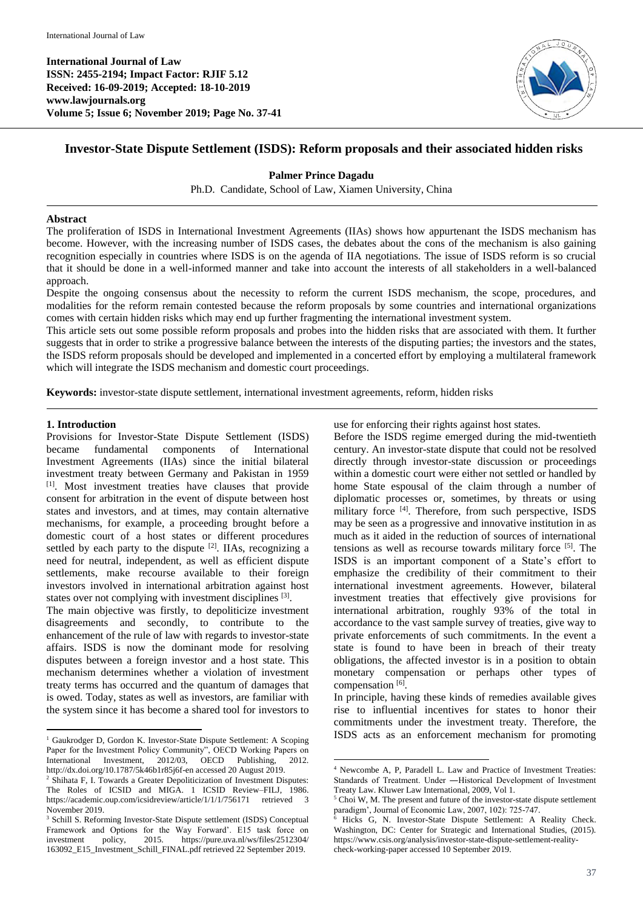International Journal of Law
**ISSN: 2455-2194; Impact Factor: RJIF 5.12**
**Received: 16-09-2019; Accepted: 18-10-2019**
**www.lawjournals.org**
**Volume 5; Issue 6; November 2019; Page No. 37-41**

# Investor-State Dispute Settlement (ISDS): Reform proposals and their associated hidden risks

**Palmer Prince Dagadu**

Ph.D. Candidate, School of Law, Xiamen University, China

## Abstract

The proliferation of ISDS in International Investment Agreements (IIAs) shows how appurtenant the ISDS mechanism has become. However, with the increasing number of ISDS cases, the debates about the cons of the mechanism is also gaining recognition especially in countries where ISDS is on the agenda of IIA negotiations. The issue of ISDS reform is so crucial that it should be done in a well-informed manner and take into account the interests of all stakeholders in a well-balanced approach.

Despite the ongoing consensus about the necessity to reform the current ISDS mechanism, the scope, procedures, and modalities for the reform remain contested because the reform proposals by some countries and international organizations comes with certain hidden risks which may end up further fragmenting the international investment system.

This article sets out some possible reform proposals and probes into the hidden risks that are associated with them. It further suggests that in order to strike a progressive balance between the interests of the disputing parties; the investors and the states, the ISDS reform proposals should be developed and implemented in a concerted effort by employing a multilateral framework which will integrate the ISDS mechanism and domestic court proceedings.

**Keywords:** investor-state dispute settlement, international investment agreements, reform, hidden risks

## 1. Introduction

Provisions for Investor-State Dispute Settlement (ISDS) became fundamental components of International Investment Agreements (IIAs) since the initial bilateral investment treaty between Germany and Pakistan in 1959 [1]. Most investment treaties have clauses that provide consent for arbitration in the event of dispute between host states and investors, and at times, may contain alternative mechanisms, for example, a proceeding brought before a domestic court of a host states or different procedures settled by each party to the dispute [2]. IIAs, recognizing a need for neutral, independent, as well as efficient dispute settlements, make recourse available to their foreign investors involved in international arbitration against host states over not complying with investment disciplines [3].

The main objective was firstly, to depoliticize investment disagreements and secondly, to contribute to the enhancement of the rule of law with regards to investor-state affairs. ISDS is now the dominant mode for resolving disputes between a foreign investor and a host state. This mechanism determines whether a violation of investment treaty terms has occurred and the quantum of damages that is owed. Today, states as well as investors, are familiar with the system since it has become a shared tool for investors to use for enforcing their rights against host states.

Before the ISDS regime emerged during the mid-twentieth century. An investor-state dispute that could not be resolved directly through investor-state discussion or proceedings within a domestic court were either not settled or handled by home State espousal of the claim through a number of diplomatic processes or, sometimes, by threats or using military force [4]. Therefore, from such perspective, ISDS may be seen as a progressive and innovative institution in as much as it aided in the reduction of sources of international tensions as well as recourse towards military force [5]. The ISDS is an important component of a State's effort to emphasize the credibility of their commitment to their international investment agreements. However, bilateral investment treaties that effectively give provisions for international arbitration, roughly 93% of the total in accordance to the vast sample survey of treaties, give way to private enforcements of such commitments. In the event a state is found to have been in breach of their treaty obligations, the affected investor is in a position to obtain monetary compensation or perhaps other types of compensation [6].

In principle, having these kinds of remedies available gives rise to influential incentives for states to honor their commitments under the investment treaty. Therefore, the ISDS acts as an enforcement mechanism for promoting

---

[1] Gaukrodger D, Gordon K. Investor-State Dispute Settlement: A Scoping Paper for the Investment Policy Community", OECD Working Papers on International Investment, 2012/03, OECD Publishing, 2012. http://dx.doi.org/10.1787/5k46b1r85j6f-en accessed 20 August 2019.

[2] Shihata F, I. Towards a Greater Depoliticization of Investment Disputes: The Roles of ICSID and MIGA. 1 ICSID Review–FILJ, 1986. https://academic.oup.com/icsidreview/article/1/1/756171 retrieved 3 November 2019.

[3] Schill S. Reforming Investor-State Dispute Settlement (ISDS) Conceptual Framework and Options for the Way Forward'. E15 task force on investment policy, 2015. https://pure.uva.nl/ws/files/2512304/163092_E15_Investment_Schill_FINAL.pdf retrieved 22 September 2019.

[4] Newcombe A, P, Paradell L. Law and Practice of Investment Treaties: Standards of Treatment. Under ―Historical Development of Investment Treaty Law. Kluwer Law International, 2009, Vol 1.

[5] Choi W, M. The present and future of the investor-state dispute settlement paradigm', Journal of Economic Law, 2007, 102): 725-747.

[6] Hicks G, N. Investor-State Dispute Settlement: A Reality Check. Washington, DC: Center for Strategic and International Studies, (2015). https://www.csis.org/analysis/investor-state-dispute-settlement-reality-check-working-paper accessed 10 September 2019.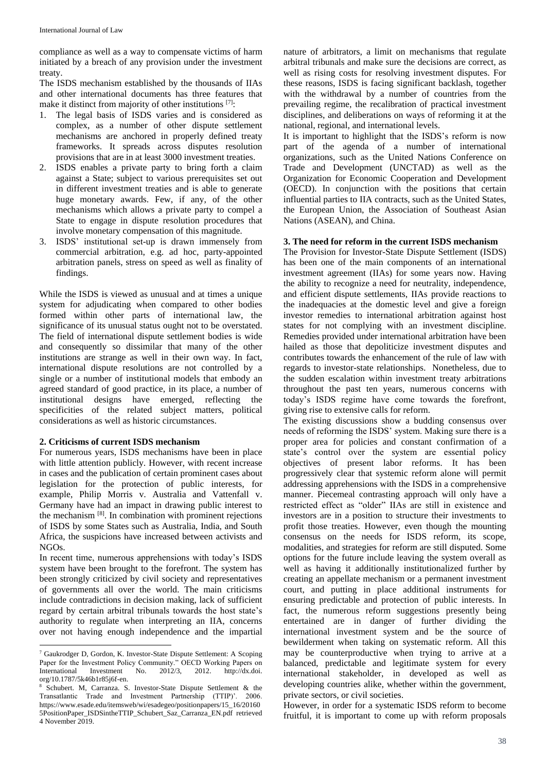compliance as well as a way to compensate victims of harm initiated by a breach of any provision under the investment treaty.

The ISDS mechanism established by the thousands of IIAs and other international documents has three features that make it distinct from majority of other institutions [7]:

1. The legal basis of ISDS varies and is considered as complex, as a number of other dispute settlement mechanisms are anchored in properly defined treaty frameworks. It spreads across disputes resolution provisions that are in at least 3000 investment treaties.
2. ISDS enables a private party to bring forth a claim against a State; subject to various prerequisites set out in different investment treaties and is able to generate huge monetary awards. Few, if any, of the other mechanisms which allows a private party to compel a State to engage in dispute resolution procedures that involve monetary compensation of this magnitude.
3. ISDS' institutional set-up is drawn immensely from commercial arbitration, e.g. ad hoc, party-appointed arbitration panels, stress on speed as well as finality of findings.

While the ISDS is viewed as unusual and at times a unique system for adjudicating when compared to other bodies formed within other parts of international law, the significance of its unusual status ought not to be overstated. The field of international dispute settlement bodies is wide and consequently so dissimilar that many of the other institutions are strange as well in their own way. In fact, international dispute resolutions are not controlled by a single or a number of institutional models that embody an agreed standard of good practice, in its place, a number of institutional designs have emerged, reflecting the specificities of the related subject matters, political considerations as well as historic circumstances.

## 2. Criticisms of current ISDS mechanism

For numerous years, ISDS mechanisms have been in place with little attention publicly. However, with recent increase in cases and the publication of certain prominent cases about legislation for the protection of public interests, for example, Philip Morris v. Australia and Vattenfall v. Germany have had an impact in drawing public interest to the mechanism [8]. In combination with prominent rejections of ISDS by some States such as Australia, India, and South Africa, the suspicions have increased between activists and NGOs.

In recent time, numerous apprehensions with today's ISDS system have been brought to the forefront. The system has been strongly criticized by civil society and representatives of governments all over the world. The main criticisms include contradictions in decision making, lack of sufficient regard by certain arbitral tribunals towards the host state's authority to regulate when interpreting an IIA, concerns over not having enough independence and the impartial nature of arbitrators, a limit on mechanisms that regulate arbitral tribunals and make sure the decisions are correct, as well as rising costs for resolving investment disputes. For these reasons, ISDS is facing significant backlash, together with the withdrawal by a number of countries from the prevailing regime, the recalibration of practical investment disciplines, and deliberations on ways of reforming it at the national, regional, and international levels.

It is important to highlight that the ISDS's reform is now part of the agenda of a number of international organizations, such as the United Nations Conference on Trade and Development (UNCTAD) as well as the Organization for Economic Cooperation and Development (OECD). In conjunction with the positions that certain influential parties to IIA contracts, such as the United States, the European Union, the Association of Southeast Asian Nations (ASEAN), and China.

## 3. The need for reform in the current ISDS mechanism

The Provision for Investor-State Dispute Settlement (ISDS) has been one of the main components of an international investment agreement (IIAs) for some years now. Having the ability to recognize a need for neutrality, independence, and efficient dispute settlements, IIAs provide reactions to the inadequacies at the domestic level and give a foreign investor remedies to international arbitration against host states for not complying with an investment discipline. Remedies provided under international arbitration have been hailed as those that depoliticize investment disputes and contributes towards the enhancement of the rule of law with regards to investor-state relationships. Nonetheless, due to the sudden escalation within investment treaty arbitrations throughout the past ten years, numerous concerns with today's ISDS regime have come towards the forefront, giving rise to extensive calls for reform.

The existing discussions show a budding consensus over needs of reforming the ISDS' system. Making sure there is a proper area for policies and constant confirmation of a state's control over the system are essential policy objectives of present labor reforms. It has been progressively clear that systemic reform alone will permit addressing apprehensions with the ISDS in a comprehensive manner. Piecemeal contrasting approach will only have a restricted effect as "older" IIAs are still in existence and investors are in a position to structure their investments to profit those treaties. However, even though the mounting consensus on the needs for ISDS reform, its scope, modalities, and strategies for reform are still disputed. Some options for the future include leaving the system overall as well as having it additionally institutionalized further by creating an appellate mechanism or a permanent investment court, and putting in place additional instruments for ensuring predictable and protection of public interests. In fact, the numerous reform suggestions presently being entertained are in danger of further dividing the international investment system and be the source of bewilderment when taking on systematic reform. All this may be counterproductive when trying to arrive at a balanced, predictable and legitimate system for every international stakeholder, in developed as well as developing countries alike, whether within the government, private sectors, or civil societies.

However, in order for a systematic ISDS reform to become fruitful, it is important to come up with reform proposals

---

[7] Gaukrodger D, Gordon, K. Investor-State Dispute Settlement: A Scoping Paper for the Investment Policy Community." OECD Working Papers on International Investment No. 2012/3, 2012. http://dx.doi.org/10.1787/5k46b1r85j6f-en.

[8] Schubert. M, Carranza. S. Investor-State Dispute Settlement & the Transatlantic Trade and Investment Partnership (TTIP)'. 2006. https://www.esade.edu/itemsweb/wi/esadegeo/positionpapers/15_16/20160 5PositionPaper_ISDSintheTTIP_Schubert_Saz_Carranza_EN.pdf retrieved 4 November 2019.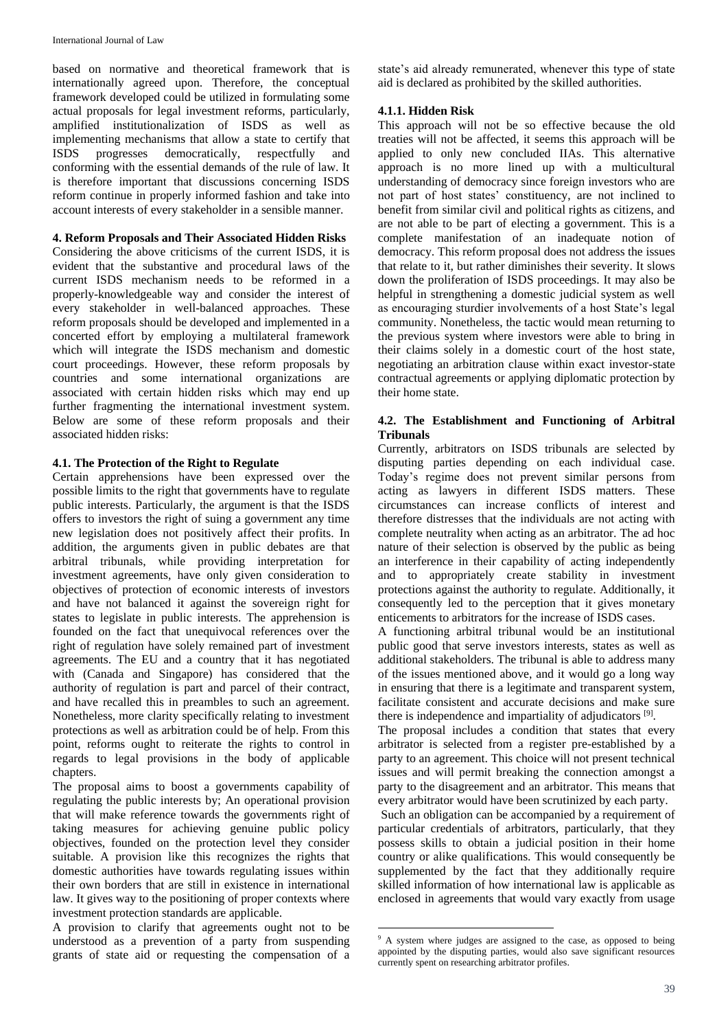based on normative and theoretical framework that is internationally agreed upon. Therefore, the conceptual framework developed could be utilized in formulating some actual proposals for legal investment reforms, particularly, amplified institutionalization of ISDS as well as implementing mechanisms that allow a state to certify that ISDS progresses democratically, respectfully and conforming with the essential demands of the rule of law. It is therefore important that discussions concerning ISDS reform continue in properly informed fashion and take into account interests of every stakeholder in a sensible manner.

## 4. Reform Proposals and Their Associated Hidden Risks

Considering the above criticisms of the current ISDS, it is evident that the substantive and procedural laws of the current ISDS mechanism needs to be reformed in a properly-knowledgeable way and consider the interest of every stakeholder in well-balanced approaches. These reform proposals should be developed and implemented in a concerted effort by employing a multilateral framework which will integrate the ISDS mechanism and domestic court proceedings. However, these reform proposals by countries and some international organizations are associated with certain hidden risks which may end up further fragmenting the international investment system. Below are some of these reform proposals and their associated hidden risks:

### 4.1. The Protection of the Right to Regulate

Certain apprehensions have been expressed over the possible limits to the right that governments have to regulate public interests. Particularly, the argument is that the ISDS offers to investors the right of suing a government any time new legislation does not positively affect their profits. In addition, the arguments given in public debates are that arbitral tribunals, while providing interpretation for investment agreements, have only given consideration to objectives of protection of economic interests of investors and have not balanced it against the sovereign right for states to legislate in public interests. The apprehension is founded on the fact that unequivocal references over the right of regulation have solely remained part of investment agreements. The EU and a country that it has negotiated with (Canada and Singapore) has considered that the authority of regulation is part and parcel of their contract, and have recalled this in preambles to such an agreement. Nonetheless, more clarity specifically relating to investment protections as well as arbitration could be of help. From this point, reforms ought to reiterate the rights to control in regards to legal provisions in the body of applicable chapters.

The proposal aims to boost a governments capability of regulating the public interests by; An operational provision that will make reference towards the governments right of taking measures for achieving genuine public policy objectives, founded on the protection level they consider suitable. A provision like this recognizes the rights that domestic authorities have towards regulating issues within their own borders that are still in existence in international law. It gives way to the positioning of proper contexts where investment protection standards are applicable.

A provision to clarify that agreements ought not to be understood as a prevention of a party from suspending grants of state aid or requesting the compensation of a state's aid already remunerated, whenever this type of state aid is declared as prohibited by the skilled authorities.

#### 4.1.1. Hidden Risk

This approach will not be so effective because the old treaties will not be affected, it seems this approach will be applied to only new concluded IIAs. This alternative approach is no more lined up with a multicultural understanding of democracy since foreign investors who are not part of host states' constituency, are not inclined to benefit from similar civil and political rights as citizens, and are not able to be part of electing a government. This is a complete manifestation of an inadequate notion of democracy. This reform proposal does not address the issues that relate to it, but rather diminishes their severity. It slows down the proliferation of ISDS proceedings. It may also be helpful in strengthening a domestic judicial system as well as encouraging sturdier involvements of a host State's legal community. Nonetheless, the tactic would mean returning to the previous system where investors were able to bring in their claims solely in a domestic court of the host state, negotiating an arbitration clause within exact investor-state contractual agreements or applying diplomatic protection by their home state.

### 4.2. The Establishment and Functioning of Arbitral Tribunals

Currently, arbitrators on ISDS tribunals are selected by disputing parties depending on each individual case. Today's regime does not prevent similar persons from acting as lawyers in different ISDS matters. These circumstances can increase conflicts of interest and therefore distresses that the individuals are not acting with complete neutrality when acting as an arbitrator. The ad hoc nature of their selection is observed by the public as being an interference in their capability of acting independently and to appropriately create stability in investment protections against the authority to regulate. Additionally, it consequently led to the perception that it gives monetary enticements to arbitrators for the increase of ISDS cases.

A functioning arbitral tribunal would be an institutional public good that serve investors interests, states as well as additional stakeholders. The tribunal is able to address many of the issues mentioned above, and it would go a long way in ensuring that there is a legitimate and transparent system, facilitate consistent and accurate decisions and make sure there is independence and impartiality of adjudicators [9].

The proposal includes a condition that states that every arbitrator is selected from a register pre-established by a party to an agreement. This choice will not present technical issues and will permit breaking the connection amongst a party to the disagreement and an arbitrator. This means that every arbitrator would have been scrutinized by each party.

Such an obligation can be accompanied by a requirement of particular credentials of arbitrators, particularly, that they possess skills to obtain a judicial position in their home country or alike qualifications. This would consequently be supplemented by the fact that they additionally require skilled information of how international law is applicable as enclosed in agreements that would vary exactly from usage

[9] A system where judges are assigned to the case, as opposed to being appointed by the disputing parties, would also save significant resources currently spent on researching arbitrator profiles.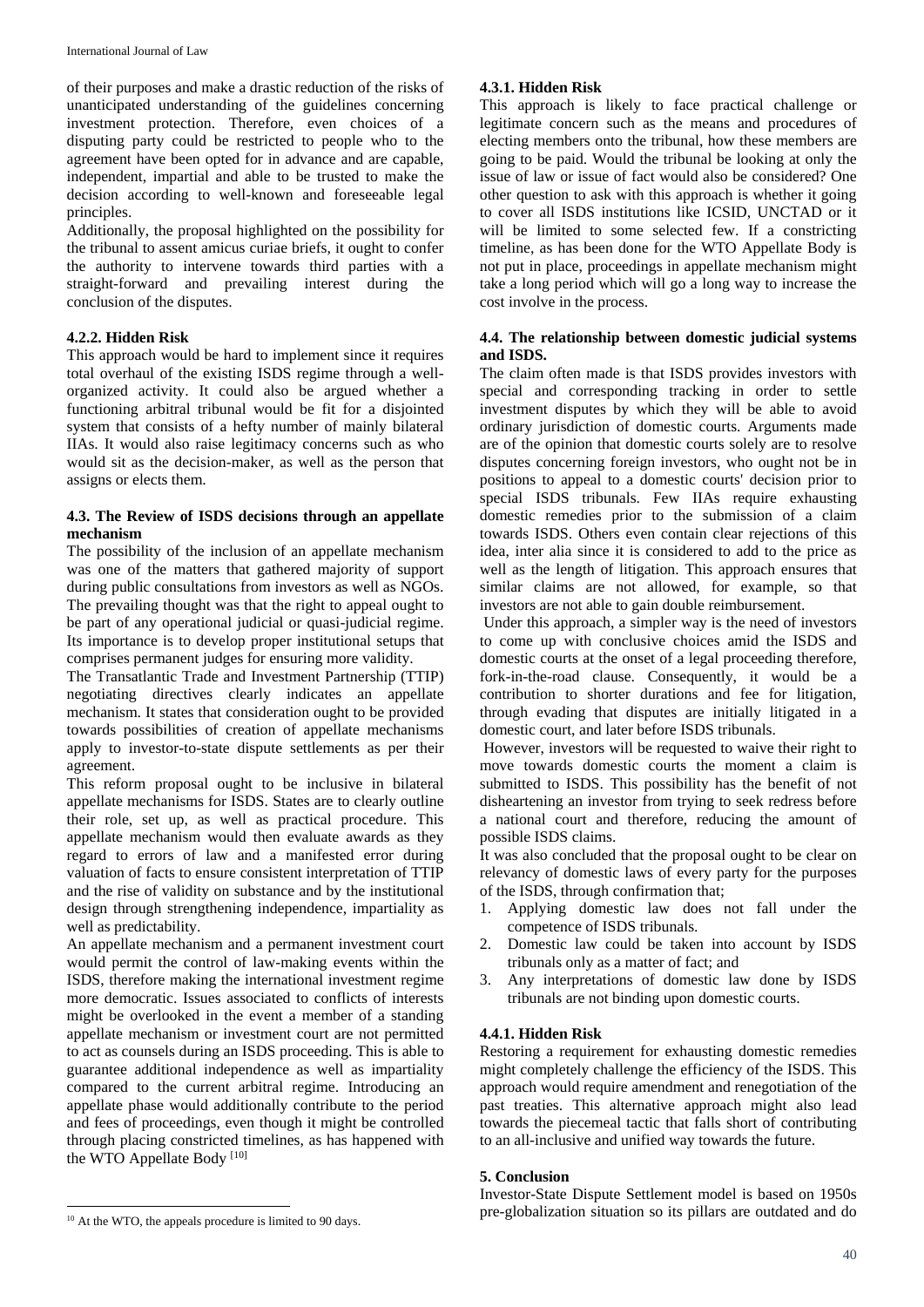of their purposes and make a drastic reduction of the risks of unanticipated understanding of the guidelines concerning investment protection. Therefore, even choices of a disputing party could be restricted to people who to the agreement have been opted for in advance and are capable, independent, impartial and able to be trusted to make the decision according to well-known and foreseeable legal principles.

Additionally, the proposal highlighted on the possibility for the tribunal to assent amicus curiae briefs, it ought to confer the authority to intervene towards third parties with a straight-forward and prevailing interest during the conclusion of the disputes.

#### 4.2.2. Hidden Risk

This approach would be hard to implement since it requires total overhaul of the existing ISDS regime through a well-organized activity. It could also be argued whether a functioning arbitral tribunal would be fit for a disjointed system that consists of a hefty number of mainly bilateral IIAs. It would also raise legitimacy concerns such as who would sit as the decision-maker, as well as the person that assigns or elects them.

### 4.3. The Review of ISDS decisions through an appellate mechanism

The possibility of the inclusion of an appellate mechanism was one of the matters that gathered majority of support during public consultations from investors as well as NGOs. The prevailing thought was that the right to appeal ought to be part of any operational judicial or quasi-judicial regime. Its importance is to develop proper institutional setups that comprises permanent judges for ensuring more validity.

The Transatlantic Trade and Investment Partnership (TTIP) negotiating directives clearly indicates an appellate mechanism. It states that consideration ought to be provided towards possibilities of creation of appellate mechanisms apply to investor-to-state dispute settlements as per their agreement.

This reform proposal ought to be inclusive in bilateral appellate mechanisms for ISDS. States are to clearly outline their role, set up, as well as practical procedure. This appellate mechanism would then evaluate awards as they regard to errors of law and a manifested error during valuation of facts to ensure consistent interpretation of TTIP and the rise of validity on substance and by the institutional design through strengthening independence, impartiality as well as predictability.

An appellate mechanism and a permanent investment court would permit the control of law-making events within the ISDS, therefore making the international investment regime more democratic. Issues associated to conflicts of interests might be overlooked in the event a member of a standing appellate mechanism or investment court are not permitted to act as counsels during an ISDS proceeding. This is able to guarantee additional independence as well as impartiality compared to the current arbitral regime. Introducing an appellate phase would additionally contribute to the period and fees of proceedings, even though it might be controlled through placing constricted timelines, as has happened with the WTO Appellate Body [10]

[10] At the WTO, the appeals procedure is limited to 90 days.

#### 4.3.1. Hidden Risk

This approach is likely to face practical challenge or legitimate concern such as the means and procedures of electing members onto the tribunal, how these members are going to be paid. Would the tribunal be looking at only the issue of law or issue of fact would also be considered? One other question to ask with this approach is whether it going to cover all ISDS institutions like ICSID, UNCTAD or it will be limited to some selected few. If a constricting timeline, as has been done for the WTO Appellate Body is not put in place, proceedings in appellate mechanism might take a long period which will go a long way to increase the cost involve in the process.

### 4.4. The relationship between domestic judicial systems and ISDS.

The claim often made is that ISDS provides investors with special and corresponding tracking in order to settle investment disputes by which they will be able to avoid ordinary jurisdiction of domestic courts. Arguments made are of the opinion that domestic courts solely are to resolve disputes concerning foreign investors, who ought not be in positions to appeal to a domestic courts' decision prior to special ISDS tribunals. Few IIAs require exhausting domestic remedies prior to the submission of a claim towards ISDS. Others even contain clear rejections of this idea, inter alia since it is considered to add to the price as well as the length of litigation. This approach ensures that similar claims are not allowed, for example, so that investors are not able to gain double reimbursement.

Under this approach, a simpler way is the need of investors to come up with conclusive choices amid the ISDS and domestic courts at the onset of a legal proceeding therefore, fork-in-the-road clause. Consequently, it would be a contribution to shorter durations and fee for litigation, through evading that disputes are initially litigated in a domestic court, and later before ISDS tribunals.

However, investors will be requested to waive their right to move towards domestic courts the moment a claim is submitted to ISDS. This possibility has the benefit of not disheartening an investor from trying to seek redress before a national court and therefore, reducing the amount of possible ISDS claims.

It was also concluded that the proposal ought to be clear on relevancy of domestic laws of every party for the purposes of the ISDS, through confirmation that;

1. Applying domestic law does not fall under the competence of ISDS tribunals.
2. Domestic law could be taken into account by ISDS tribunals only as a matter of fact; and
3. Any interpretations of domestic law done by ISDS tribunals are not binding upon domestic courts.

#### 4.4.1. Hidden Risk

Restoring a requirement for exhausting domestic remedies might completely challenge the efficiency of the ISDS. This approach would require amendment and renegotiation of the past treaties. This alternative approach might also lead towards the piecemeal tactic that falls short of contributing to an all-inclusive and unified way towards the future.

## 5. Conclusion

Investor-State Dispute Settlement model is based on 1950s pre-globalization situation so its pillars are outdated and do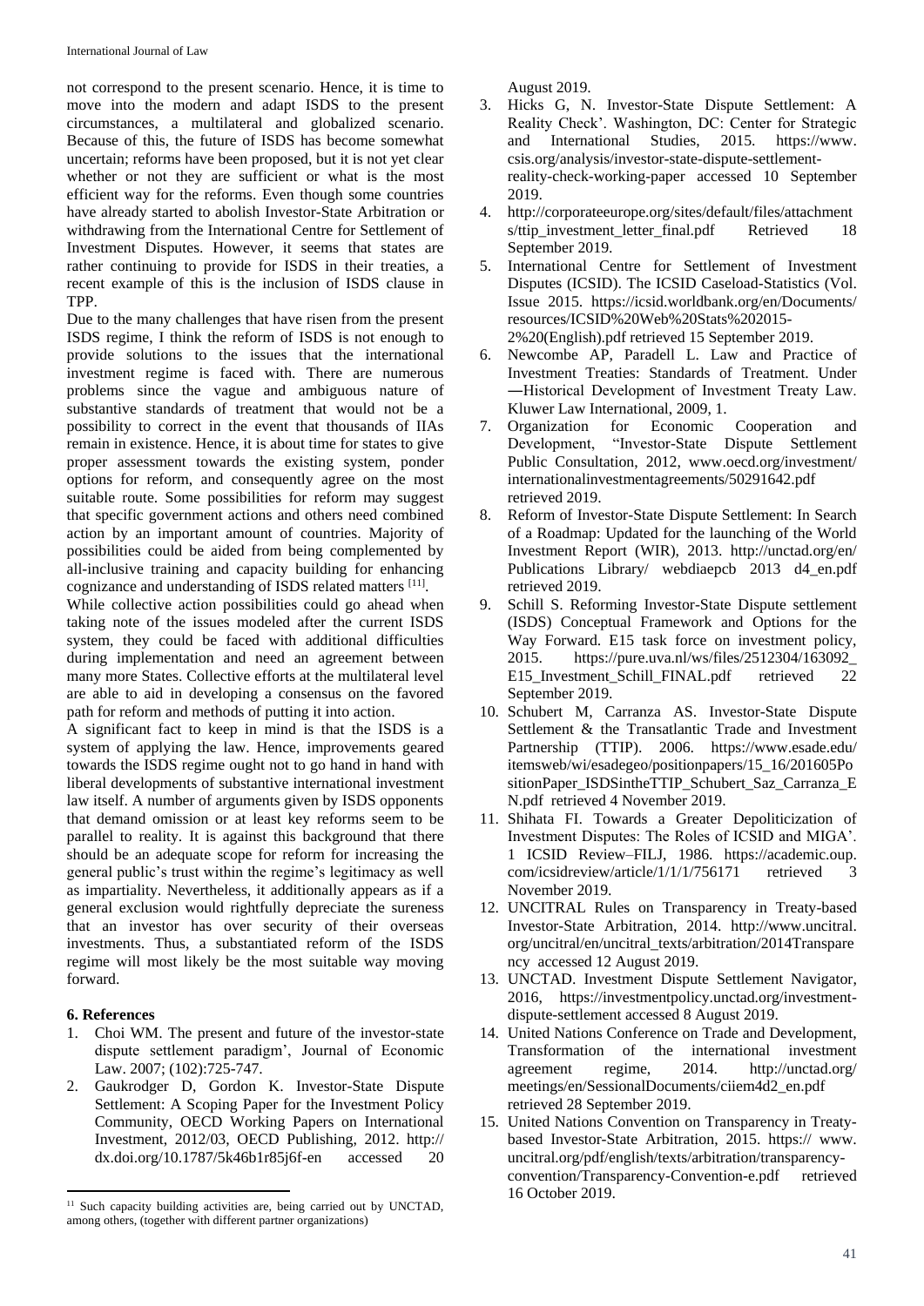not correspond to the present scenario. Hence, it is time to move into the modern and adapt ISDS to the present circumstances, a multilateral and globalized scenario. Because of this, the future of ISDS has become somewhat uncertain; reforms have been proposed, but it is not yet clear whether or not they are sufficient or what is the most efficient way for the reforms. Even though some countries have already started to abolish Investor-State Arbitration or withdrawing from the International Centre for Settlement of Investment Disputes. However, it seems that states are rather continuing to provide for ISDS in their treaties, a recent example of this is the inclusion of ISDS clause in TPP.

Due to the many challenges that have risen from the present ISDS regime, I think the reform of ISDS is not enough to provide solutions to the issues that the international investment regime is faced with. There are numerous problems since the vague and ambiguous nature of substantive standards of treatment that would not be a possibility to correct in the event that thousands of IIAs remain in existence. Hence, it is about time for states to give proper assessment towards the existing system, ponder options for reform, and consequently agree on the most suitable route. Some possibilities for reform may suggest that specific government actions and others need combined action by an important amount of countries. Majority of possibilities could be aided from being complemented by all-inclusive training and capacity building for enhancing cognizance and understanding of ISDS related matters [11].

While collective action possibilities could go ahead when taking note of the issues modeled after the current ISDS system, they could be faced with additional difficulties during implementation and need an agreement between many more States. Collective efforts at the multilateral level are able to aid in developing a consensus on the favored path for reform and methods of putting it into action.

A significant fact to keep in mind is that the ISDS is a system of applying the law. Hence, improvements geared towards the ISDS regime ought not to go hand in hand with liberal developments of substantive international investment law itself. A number of arguments given by ISDS opponents that demand omission or at least key reforms seem to be parallel to reality. It is against this background that there should be an adequate scope for reform for increasing the general public's trust within the regime's legitimacy as well as impartiality. Nevertheless, it additionally appears as if a general exclusion would rightfully depreciate the sureness that an investor has over security of their overseas investments. Thus, a substantiated reform of the ISDS regime will most likely be the most suitable way moving forward.

## 6. References

1. Choi WM. The present and future of the investor-state dispute settlement paradigm', Journal of Economic Law. 2007; (102):725-747.
2. Gaukrodger D, Gordon K. Investor-State Dispute Settlement: A Scoping Paper for the Investment Policy Community, OECD Working Papers on International Investment, 2012/03, OECD Publishing, 2012. http://dx.doi.org/10.1787/5k46b1r85j6f-en accessed 20 August 2019.
3. Hicks G, N. Investor-State Dispute Settlement: A Reality Check'. Washington, DC: Center for Strategic and International Studies, 2015. https://www.csis.org/analysis/investor-state-dispute-settlement-reality-check-working-paper accessed 10 September 2019.
4. http://corporateeurope.org/sites/default/files/attachments/ttip_investment_letter_final.pdf Retrieved 18 September 2019.
5. International Centre for Settlement of Investment Disputes (ICSID). The ICSID Caseload-Statistics (Vol. Issue 2015. https://icsid.worldbank.org/en/Documents/resources/ICSID%20Web%20Stats%202015-2%20(English).pdf retrieved 15 September 2019.
6. Newcombe AP, Paradell L. Law and Practice of Investment Treaties: Standards of Treatment. Under ―Historical Development of Investment Treaty Law. Kluwer Law International, 2009, 1.
7. Organization for Economic Cooperation and Development, "Investor-State Dispute Settlement Public Consultation, 2012, www.oecd.org/investment/internationalinvestmentagreements/50291642.pdf retrieved 2019.
8. Reform of Investor-State Dispute Settlement: In Search of a Roadmap: Updated for the launching of the World Investment Report (WIR), 2013. http://unctad.org/en/Publications Library/ webdiaepcb 2013 d4_en.pdf retrieved 2019.
9. Schill S. Reforming Investor-State Dispute settlement (ISDS) Conceptual Framework and Options for the Way Forward. E15 task force on investment policy, 2015. https://pure.uva.nl/ws/files/2512304/163092_E15_Investment_Schill_FINAL.pdf retrieved 22 September 2019.
10. Schubert M, Carranza AS. Investor-State Dispute Settlement & the Transatlantic Trade and Investment Partnership (TTIP). 2006. https://www.esade.edu/itemsweb/wi/esadegeo/positionpapers/15_16/201605PositionPaper_ISDSintheTTIP_Schubert_Saz_Carranza_EN.pdf retrieved 4 November 2019.
11. Shihata FI. Towards a Greater Depoliticization of Investment Disputes: The Roles of ICSID and MIGA'. 1 ICSID Review–FILJ, 1986. https://academic.oup.com/icsidreview/article/1/1/1/756171 retrieved 3 November 2019.
12. UNCITRAL Rules on Transparency in Treaty-based Investor-State Arbitration, 2014. http://www.uncitral.org/uncitral/en/uncitral_texts/arbitration/2014Transparency accessed 12 August 2019.
13. UNCTAD. Investment Dispute Settlement Navigator, 2016, https://investmentpolicy.unctad.org/investment-dispute-settlement accessed 8 August 2019.
14. United Nations Conference on Trade and Development, Transformation of the international investment agreement regime, 2014. http://unctad.org/meetings/en/SessionalDocuments/ciiem4d2_en.pdf retrieved 28 September 2019.
15. United Nations Convention on Transparency in Treaty-based Investor-State Arbitration, 2015. https:// www.uncitral.org/pdf/english/texts/arbitration/transparency-convention/Transparency-Convention-e.pdf retrieved 16 October 2019.

[11] Such capacity building activities are, being carried out by UNCTAD, among others, (together with different partner organizations)